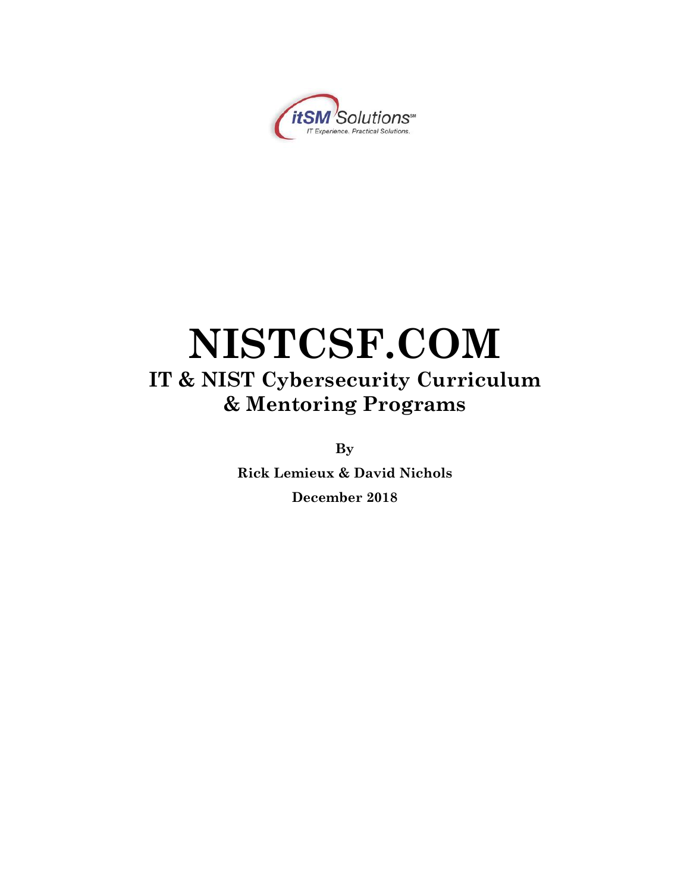itSM Solutions℠
IT Experience. Practical Solutions.

# NISTCSF.COM

## IT & NIST Cybersecurity Curriculum & Mentoring Programs

**By**

**Rick Lemieux & David Nichols**

**December 2018**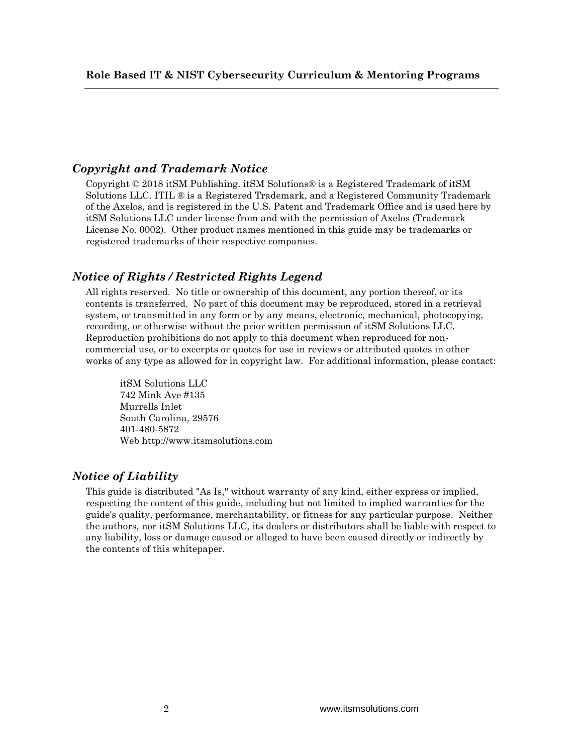## *Copyright and Trademark Notice*

Copyright © 2018 itSM Publishing. itSM Solutions® is a Registered Trademark of itSM Solutions LLC. ITIL ® is a Registered Trademark, and a Registered Community Trademark of the Axelos, and is registered in the U.S. Patent and Trademark Office and is used here by itSM Solutions LLC under license from and with the permission of Axelos (Trademark License No. 0002). Other product names mentioned in this guide may be trademarks or registered trademarks of their respective companies.

## *Notice of Rights / Restricted Rights Legend*

All rights reserved. No title or ownership of this document, any portion thereof, or its contents is transferred. No part of this document may be reproduced, stored in a retrieval system, or transmitted in any form or by any means, electronic, mechanical, photocopying, recording, or otherwise without the prior written permission of itSM Solutions LLC. Reproduction prohibitions do not apply to this document when reproduced for non-commercial use, or to excerpts or quotes for use in reviews or attributed quotes in other works of any type as allowed for in copyright law. For additional information, please contact:

itSM Solutions LLC
742 Mink Ave #135
Murrells Inlet
South Carolina, 29576
401-480-5872
Web http://www.itsmsolutions.com

## *Notice of Liability*

This guide is distributed "As Is," without warranty of any kind, either express or implied, respecting the content of this guide, including but not limited to implied warranties for the guide's quality, performance, merchantability, or fitness for any particular purpose. Neither the authors, nor itSM Solutions LLC, its dealers or distributors shall be liable with respect to any liability, loss or damage caused or alleged to have been caused directly or indirectly by the contents of this whitepaper.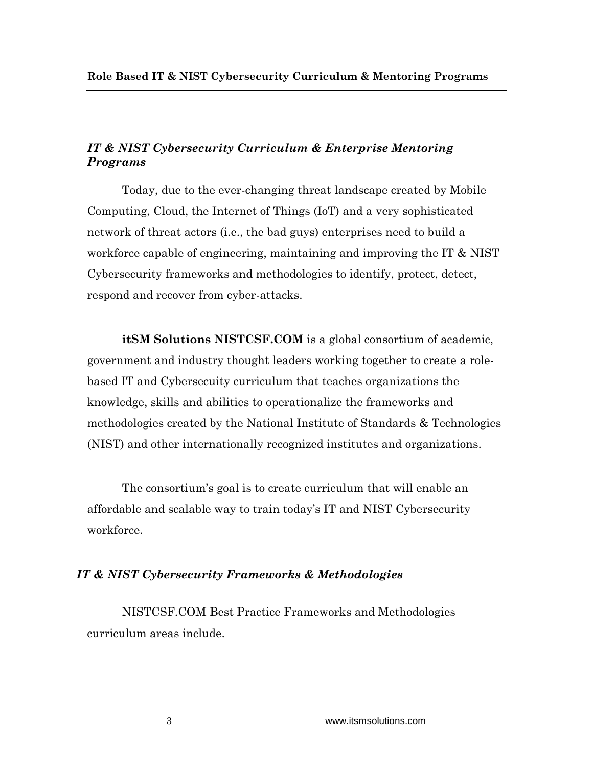## *IT & NIST Cybersecurity Curriculum & Enterprise Mentoring Programs*

Today, due to the ever-changing threat landscape created by Mobile Computing, Cloud, the Internet of Things (IoT) and a very sophisticated network of threat actors (i.e., the bad guys) enterprises need to build a workforce capable of engineering, maintaining and improving the IT & NIST Cybersecurity frameworks and methodologies to identify, protect, detect, respond and recover from cyber-attacks.

**itSM Solutions NISTCSF.COM** is a global consortium of academic, government and industry thought leaders working together to create a role-based IT and Cybersecuity curriculum that teaches organizations the knowledge, skills and abilities to operationalize the frameworks and methodologies created by the National Institute of Standards & Technologies (NIST) and other internationally recognized institutes and organizations.

The consortium's goal is to create curriculum that will enable an affordable and scalable way to train today's IT and NIST Cybersecurity workforce.

## *IT & NIST Cybersecurity Frameworks & Methodologies*

NISTCSF.COM Best Practice Frameworks and Methodologies curriculum areas include.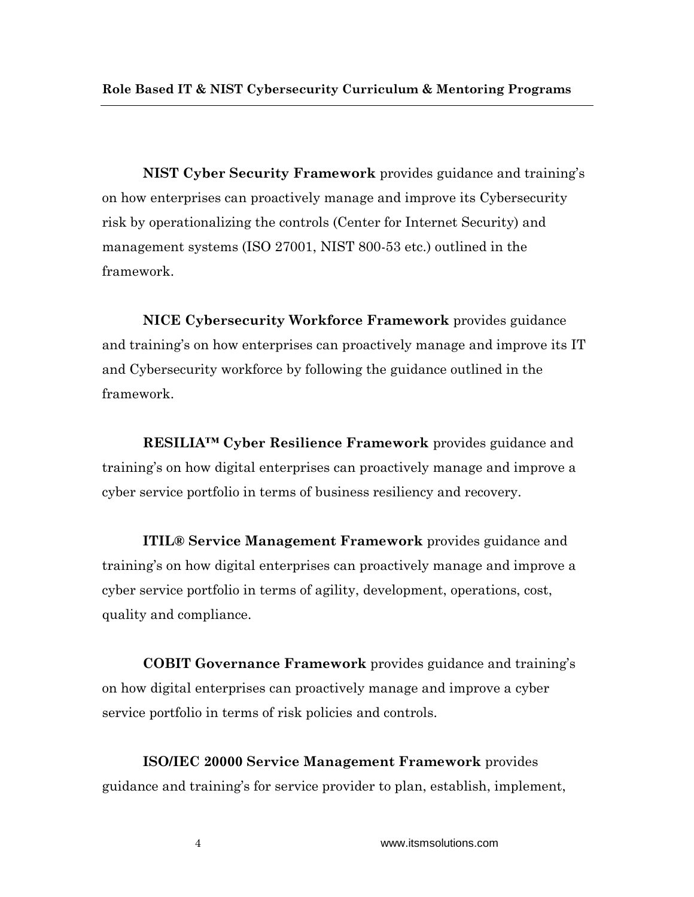**NIST Cyber Security Framework** provides guidance and training's on how enterprises can proactively manage and improve its Cybersecurity risk by operationalizing the controls (Center for Internet Security) and management systems (ISO 27001, NIST 800-53 etc.) outlined in the framework.

**NICE Cybersecurity Workforce Framework** provides guidance and training's on how enterprises can proactively manage and improve its IT and Cybersecurity workforce by following the guidance outlined in the framework.

**RESILIA™ Cyber Resilience Framework** provides guidance and training's on how digital enterprises can proactively manage and improve a cyber service portfolio in terms of business resiliency and recovery.

**ITIL® Service Management Framework** provides guidance and training's on how digital enterprises can proactively manage and improve a cyber service portfolio in terms of agility, development, operations, cost, quality and compliance.

**COBIT Governance Framework** provides guidance and training's on how digital enterprises can proactively manage and improve a cyber service portfolio in terms of risk policies and controls.

**ISO/IEC 20000 Service Management Framework** provides guidance and training's for service provider to plan, establish, implement,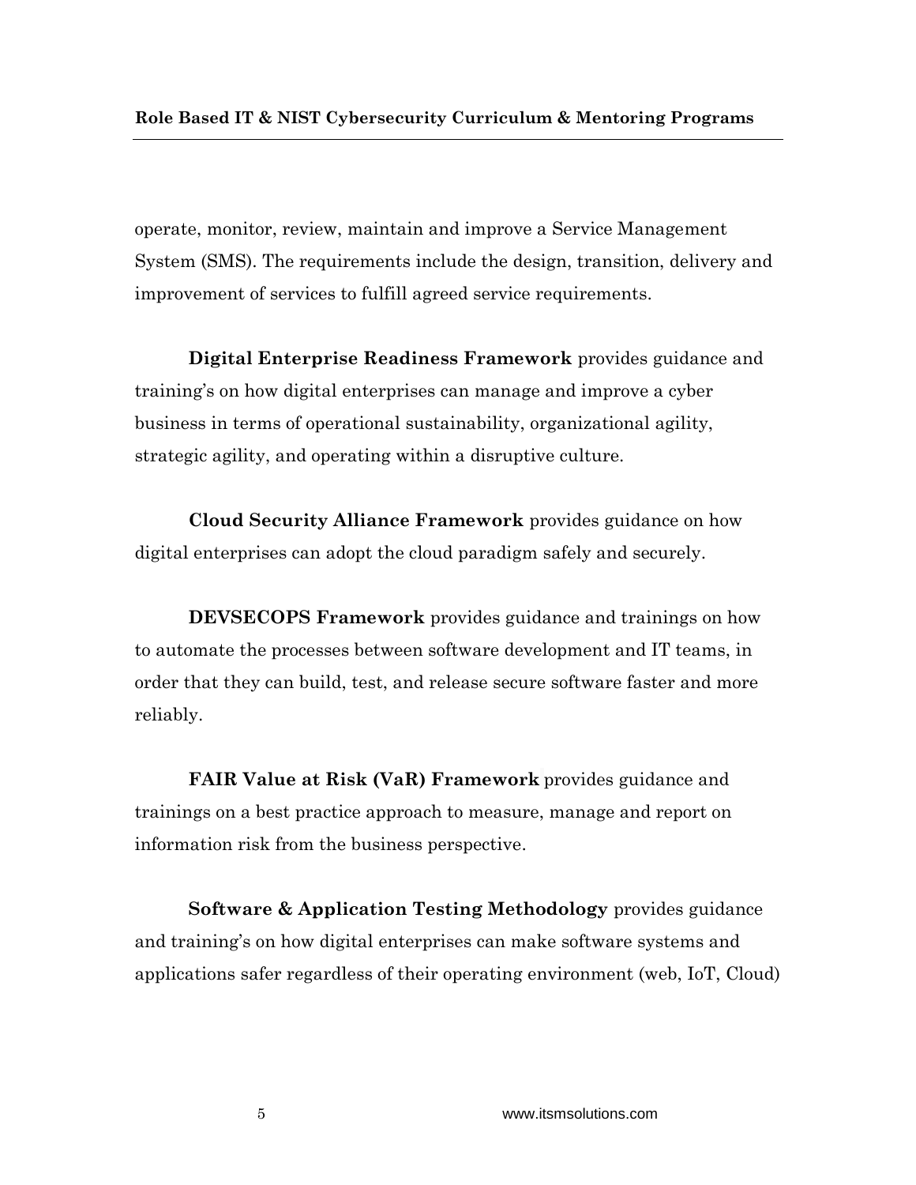operate, monitor, review, maintain and improve a Service Management System (SMS). The requirements include the design, transition, delivery and improvement of services to fulfill agreed service requirements.

**Digital Enterprise Readiness Framework** provides guidance and training's on how digital enterprises can manage and improve a cyber business in terms of operational sustainability, organizational agility, strategic agility, and operating within a disruptive culture.

**Cloud Security Alliance Framework** provides guidance on how digital enterprises can adopt the cloud paradigm safely and securely.

**DEVSECOPS Framework** provides guidance and trainings on how to automate the processes between software development and IT teams, in order that they can build, test, and release secure software faster and more reliably.

**FAIR Value at Risk (VaR) Framework** provides guidance and trainings on a best practice approach to measure, manage and report on information risk from the business perspective.

**Software & Application Testing Methodology** provides guidance and training's on how digital enterprises can make software systems and applications safer regardless of their operating environment (web, IoT, Cloud)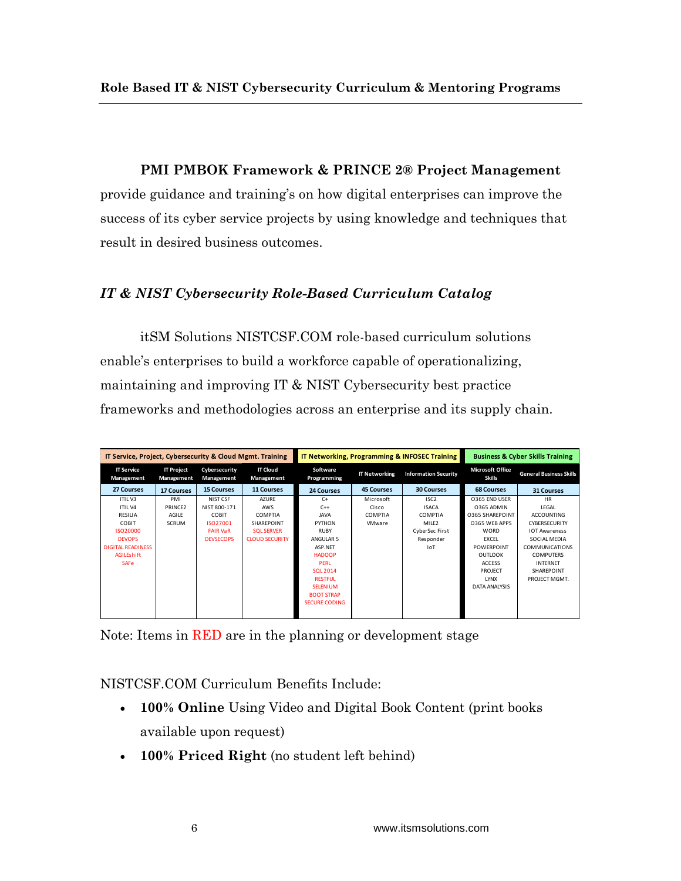**PMI PMBOK Framework & PRINCE 2® Project Management** provide guidance and training's on how digital enterprises can improve the success of its cyber service projects by using knowledge and techniques that result in desired business outcomes.

### *IT & NIST Cybersecurity Role-Based Curriculum Catalog*

itSM Solutions NISTCSF.COM role-based curriculum solutions enable's enterprises to build a workforce capable of operationalizing, maintaining and improving IT & NIST Cybersecurity best practice frameworks and methodologies across an enterprise and its supply chain.

| IT Service, Project, Cybersecurity & Cloud Mgmt. Training | | | | IT Networking, Programming & INFOSEC Training | | | Business & Cyber Skills Training | |
|---|---|---|---|---|---|---|---|---|
| IT Service Management | IT Project Management | Cybersecurity Management | IT Cloud Management | Software Programming | IT Networking | Information Security | Microsoft Office Skills | General Business Skills |
| 27 Courses | 17 Courses | 15 Courses | 11 Courses | 24 Courses | 45 Courses | 30 Courses | 68 Courses | 31 Courses |
| ITIL V3 | PMI | NIST CSF | AZURE | C+ | Microsoft | ISC2 | O365 END USER | HR |
| ITIL V4 | PRINCE2 | NIST 800-171 | AWS | C++ | Cisco | ISACA | O365 ADMIN | LEGAL |
| RESILIA | AGILE | COBIT | COMPTIA | JAVA | COMPTIA | COMPTIA | O365 SHAREPOINT | ACCOUNTING |
| COBIT | SCRUM | ISO27001 | SHAREPOINT | PYTHON | VMware | MILE2 | O365 WEB APPS | CYBERSECURITY |
| ISO20000 | | FAIR VaR | SQL SERVER | RUBY | | CyberSec First | WORD | IOT Awareness |
| DEVOPS | | DEVSECOPS | CLOUD SECURITY | ANGULAR 5 | | Responder | EXCEL | SOCIAL MEDIA |
| DIGITAL READINESS | | | | ASP.NET | | IoT | POWERPOINT | COMMUNICATIONS |
| AGILEshift | | | | HADOOP | | | OUTLOOK | COMPUTERS |
| SAFe | | | | PERL | | | ACCESS | INTERNET |
| | | | | SQL 2014 | | | PROJECT | SHAREPOINT |
| | | | | RESTFUL | | | LYNX | PROJECT MGMT. |
| | | | | SELENIUM | | | DATA ANALYSIS | |
| | | | | BOOT STRAP | | | | |
| | | | | SECURE CODING | | | | |

Note: Items in RED are in the planning or development stage

NISTCSF.COM Curriculum Benefits Include:

- **100% Online** Using Video and Digital Book Content (print books available upon request)
- **100% Priced Right** (no student left behind)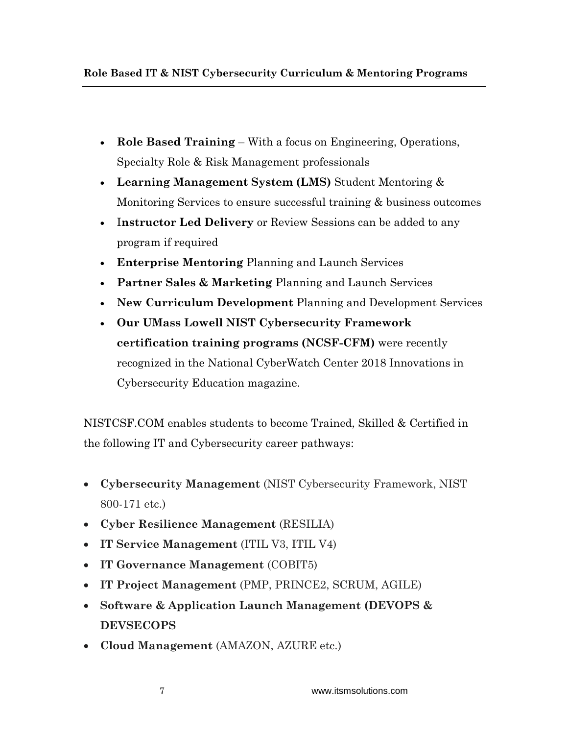**Role Based IT & NIST Cybersecurity Curriculum & Mentoring Programs**

- **Role Based Training** – With a focus on Engineering, Operations, Specialty Role & Risk Management professionals
- **Learning Management System (LMS)** Student Mentoring & Monitoring Services to ensure successful training & business outcomes
- I**nstructor Led Delivery** or Review Sessions can be added to any program if required
- **Enterprise Mentoring** Planning and Launch Services
- **Partner Sales & Marketing** Planning and Launch Services
- **New Curriculum Development** Planning and Development Services
- **Our UMass Lowell NIST Cybersecurity Framework certification training programs (NCSF-CFM)** were recently recognized in the National CyberWatch Center 2018 Innovations in Cybersecurity Education magazine.

NISTCSF.COM enables students to become Trained, Skilled & Certified in the following IT and Cybersecurity career pathways:

- **Cybersecurity Management** (NIST Cybersecurity Framework, NIST 800-171 etc.)
- **Cyber Resilience Management** (RESILIA)
- **IT Service Management** (ITIL V3, ITIL V4)
- **IT Governance Management** (COBIT5)
- **IT Project Management** (PMP, PRINCE2, SCRUM, AGILE)
- **Software & Application Launch Management (DEVOPS & DEVSECOPS**
- **Cloud Management** (AMAZON, AZURE etc.)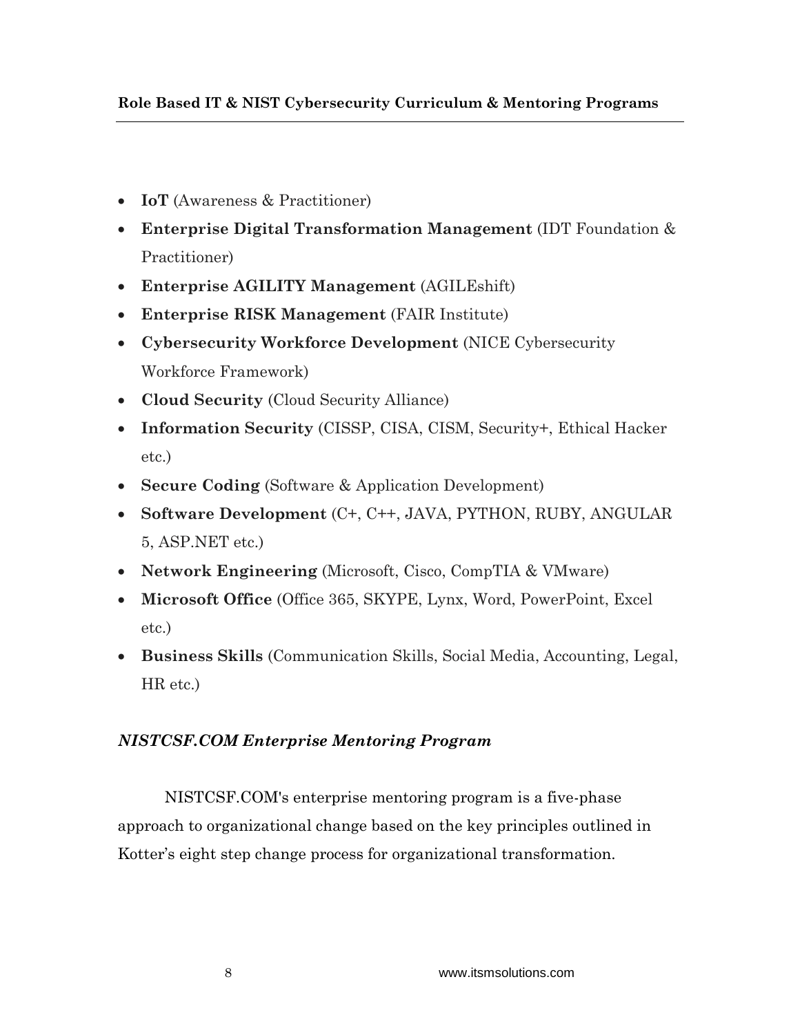- **IoT** (Awareness & Practitioner)
- **Enterprise Digital Transformation Management** (IDT Foundation & Practitioner)
- **Enterprise AGILITY Management** (AGILEshift)
- **Enterprise RISK Management** (FAIR Institute)
- **Cybersecurity Workforce Development** (NICE Cybersecurity Workforce Framework)
- **Cloud Security** (Cloud Security Alliance)
- **Information Security** (CISSP, CISA, CISM, Security+, Ethical Hacker etc.)
- **Secure Coding** (Software & Application Development)
- **Software Development** (C+, C++, JAVA, PYTHON, RUBY, ANGULAR 5, ASP.NET etc.)
- **Network Engineering** (Microsoft, Cisco, CompTIA & VMware)
- **Microsoft Office** (Office 365, SKYPE, Lynx, Word, PowerPoint, Excel etc.)
- **Business Skills** (Communication Skills, Social Media, Accounting, Legal, HR etc.)

### *NISTCSF.COM Enterprise Mentoring Program*

NISTCSF.COM's enterprise mentoring program is a five-phase approach to organizational change based on the key principles outlined in Kotter's eight step change process for organizational transformation.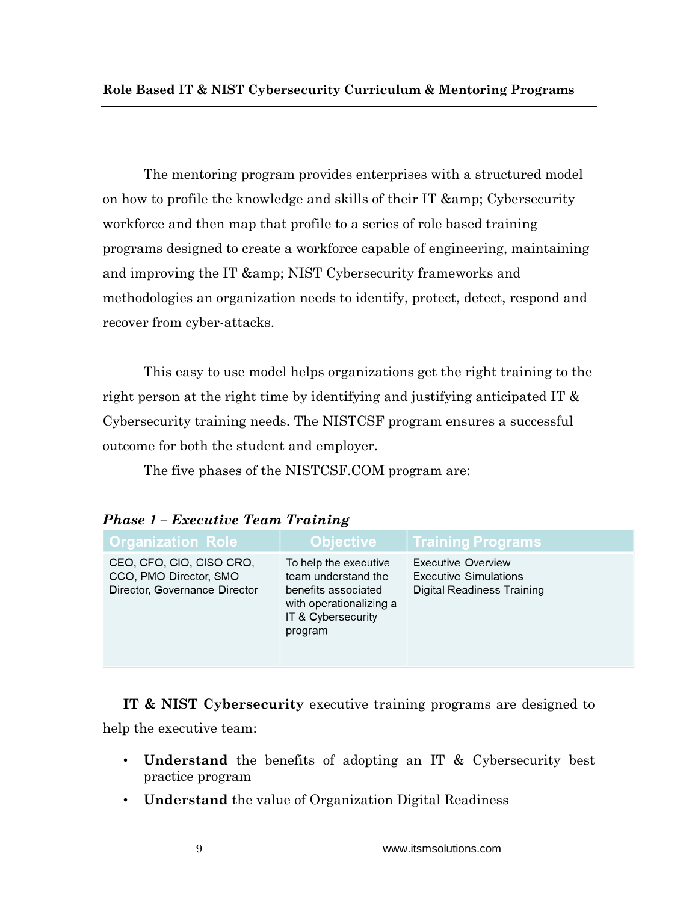The mentoring program provides enterprises with a structured model on how to profile the knowledge and skills of their IT &amp; Cybersecurity workforce and then map that profile to a series of role based training programs designed to create a workforce capable of engineering, maintaining and improving the IT &amp; NIST Cybersecurity frameworks and methodologies an organization needs to identify, protect, detect, respond and recover from cyber-attacks.

This easy to use model helps organizations get the right training to the right person at the right time by identifying and justifying anticipated IT & Cybersecurity training needs. The NISTCSF program ensures a successful outcome for both the student and employer.

The five phases of the NISTCSF.COM program are:

***Phase 1 – Executive Team Training***

| Organization Role | Objective | Training Programs |
|---|---|---|
| CEO, CFO, CIO, CISO CRO, CCO, PMO Director, SMO Director, Governance Director | To help the executive team understand the benefits associated with operationalizing a IT & Cybersecurity program | Executive Overview<br>Executive Simulations<br>Digital Readiness Training |

**IT & NIST Cybersecurity** executive training programs are designed to help the executive team:

- **Understand** the benefits of adopting an IT & Cybersecurity best practice program
- **Understand** the value of Organization Digital Readiness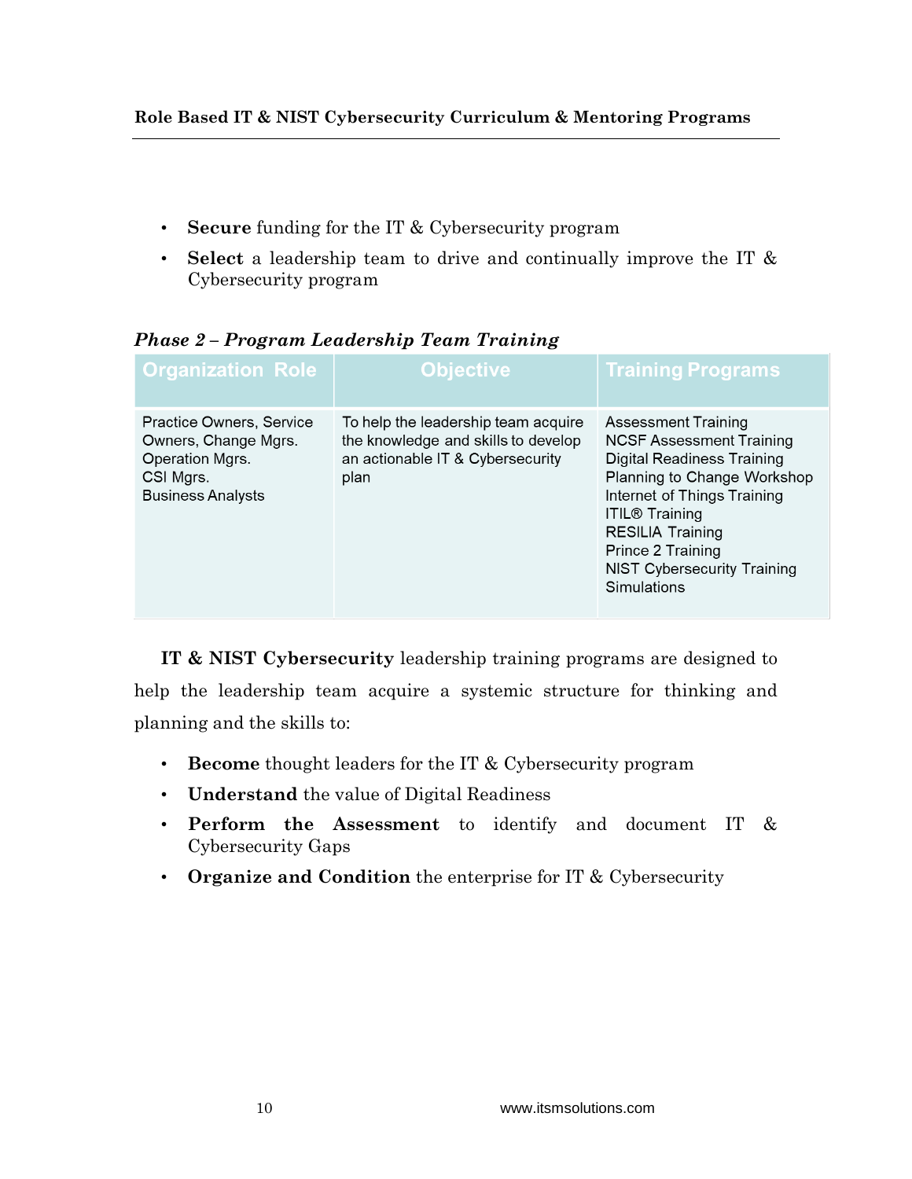- **Secure** funding for the IT & Cybersecurity program
- **Select** a leadership team to drive and continually improve the IT & Cybersecurity program

***Phase 2 – Program Leadership Team Training***

| Organization Role | Objective | Training Programs |
|---|---|---|
| Practice Owners, Service Owners, Change Mgrs.<br>Operation Mgrs.<br>CSI Mgrs.<br>Business Analysts | To help the leadership team acquire the knowledge and skills to develop an actionable IT & Cybersecurity plan | Assessment Training<br>NCSF Assessment Training<br>Digital Readiness Training<br>Planning to Change Workshop<br>Internet of Things Training<br>ITIL® Training<br>RESILIA Training<br>Prince 2 Training<br>NIST Cybersecurity Training<br>Simulations |

**IT & NIST Cybersecurity** leadership training programs are designed to help the leadership team acquire a systemic structure for thinking and planning and the skills to:

- **Become** thought leaders for the IT & Cybersecurity program
- **Understand** the value of Digital Readiness
- **Perform the Assessment** to identify and document IT & Cybersecurity Gaps
- **Organize and Condition** the enterprise for IT & Cybersecurity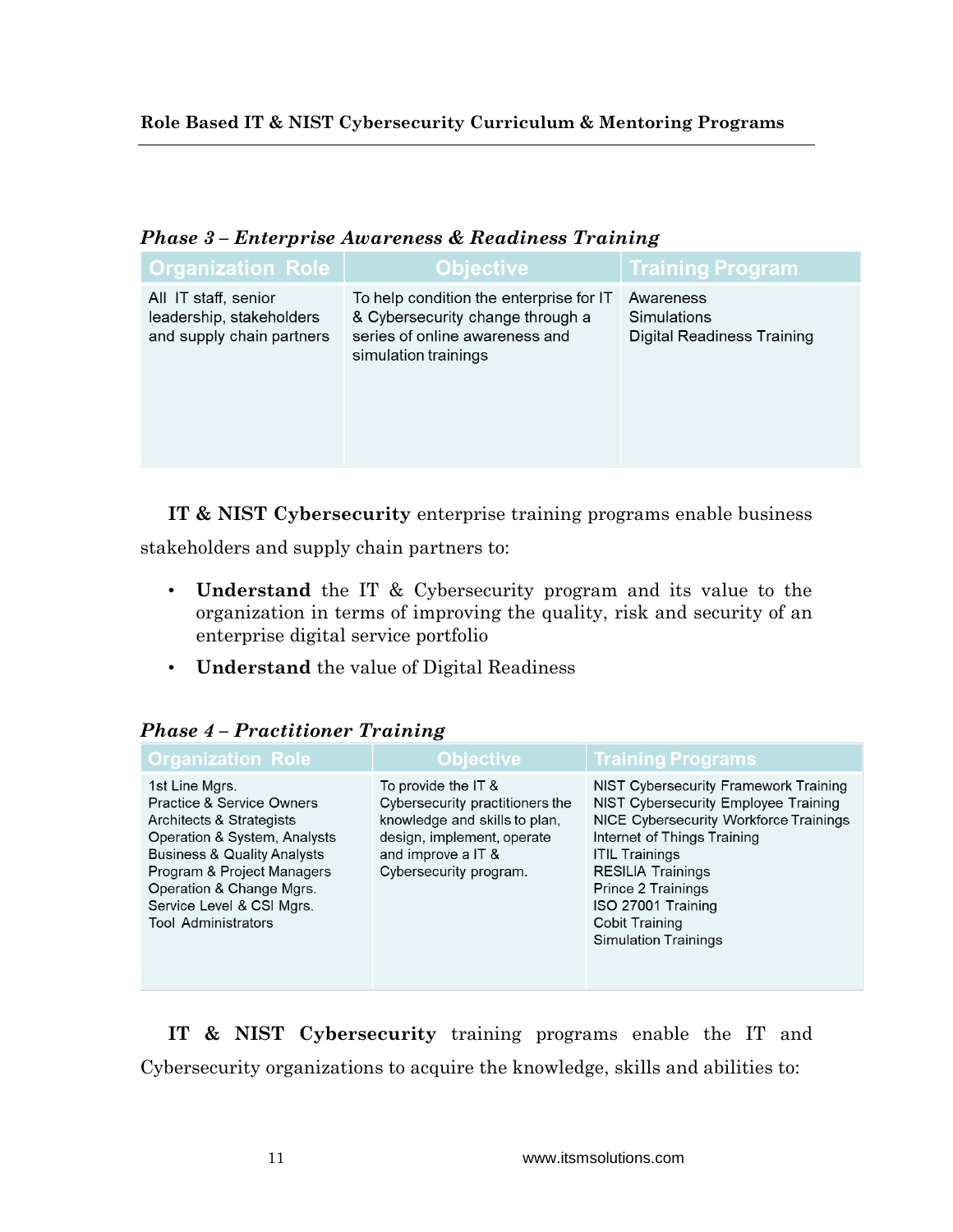*Phase 3 – Enterprise Awareness & Readiness Training*

| Organization Role | Objective | Training Program |
|---|---|---|
| All IT staff, senior leadership, stakeholders and supply chain partners | To help condition the enterprise for IT & Cybersecurity change through a series of online awareness and simulation trainings | Awareness<br>Simulations<br>Digital Readiness Training |

**IT & NIST Cybersecurity** enterprise training programs enable business stakeholders and supply chain partners to:

- **Understand** the IT & Cybersecurity program and its value to the organization in terms of improving the quality, risk and security of an enterprise digital service portfolio
- **Understand** the value of Digital Readiness

*Phase 4 – Practitioner Training*

| Organization Role | Objective | Training Programs |
|---|---|---|
| 1st Line Mgrs.<br>Practice & Service Owners<br>Architects & Strategists<br>Operation & System, Analysts<br>Business & Quality Analysts<br>Program & Project Managers<br>Operation & Change Mgrs.<br>Service Level & CSI Mgrs.<br>Tool Administrators | To provide the IT & Cybersecurity practitioners the knowledge and skills to plan, design, implement, operate and improve a IT & Cybersecurity program. | NIST Cybersecurity Framework Training<br>NIST Cybersecurity Employee Training<br>NICE Cybersecurity Workforce Trainings<br>Internet of Things Training<br>ITIL Trainings<br>RESILIA Trainings<br>Prince 2 Trainings<br>ISO 27001 Training<br>Cobit Training<br>Simulation Trainings |

**IT & NIST Cybersecurity** training programs enable the IT and Cybersecurity organizations to acquire the knowledge, skills and abilities to: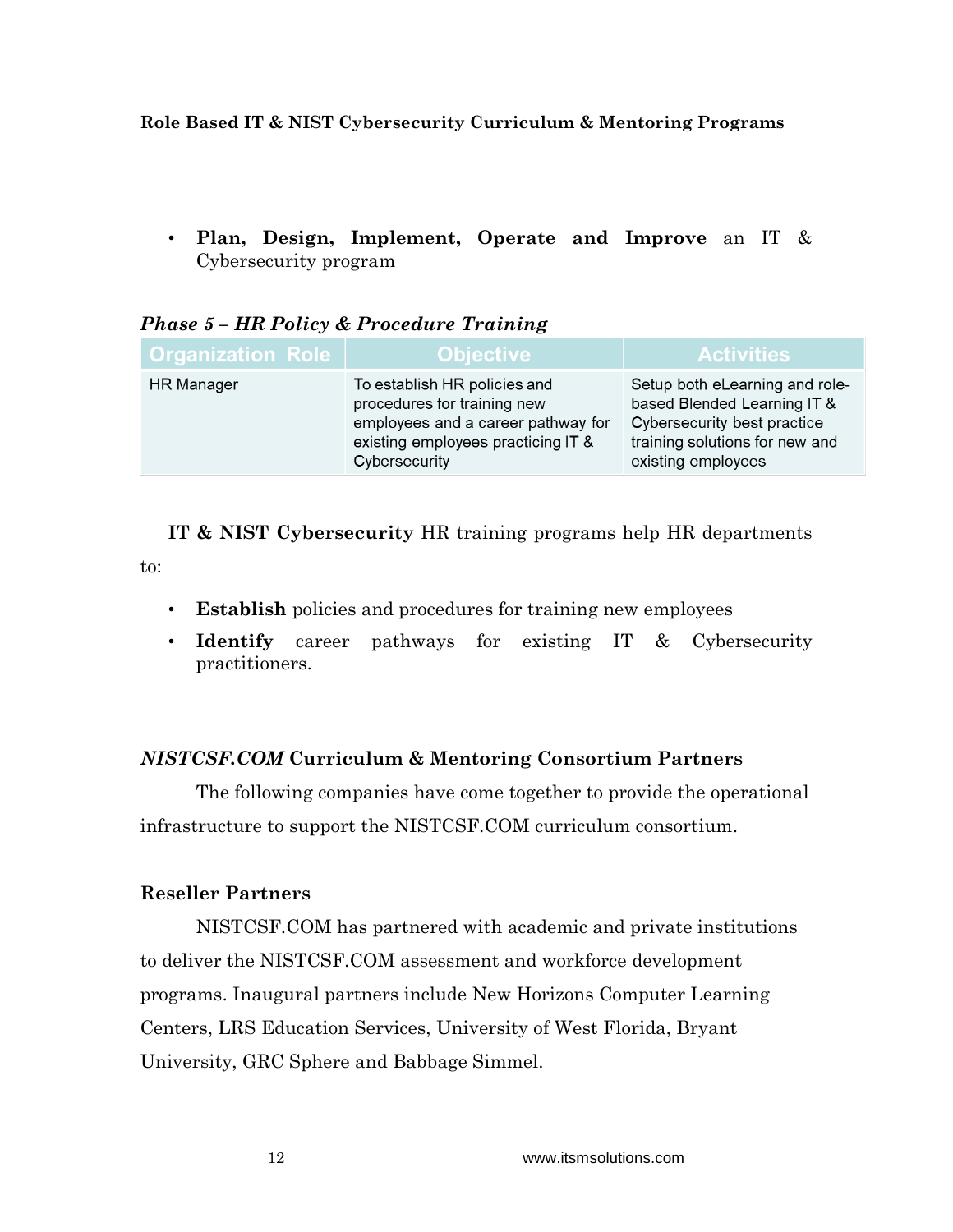- **Plan, Design, Implement, Operate and Improve** an IT & Cybersecurity program

***Phase 5 – HR Policy & Procedure Training***

| Organization Role | Objective | Activities |
| --- | --- | --- |
| HR Manager | To establish HR policies and procedures for training new employees and a career pathway for existing employees practicing IT & Cybersecurity | Setup both eLearning and role-based Blended Learning IT & Cybersecurity best practice training solutions for new and existing employees |

**IT & NIST Cybersecurity** HR training programs help HR departments to:

- **Establish** policies and procedures for training new employees
- **Identify** career pathways for existing IT & Cybersecurity practitioners.

### *NISTCSF.COM* Curriculum & Mentoring Consortium Partners

The following companies have come together to provide the operational infrastructure to support the NISTCSF.COM curriculum consortium.

### Reseller Partners

NISTCSF.COM has partnered with academic and private institutions to deliver the NISTCSF.COM assessment and workforce development programs. Inaugural partners include New Horizons Computer Learning Centers, LRS Education Services, University of West Florida, Bryant University, GRC Sphere and Babbage Simmel.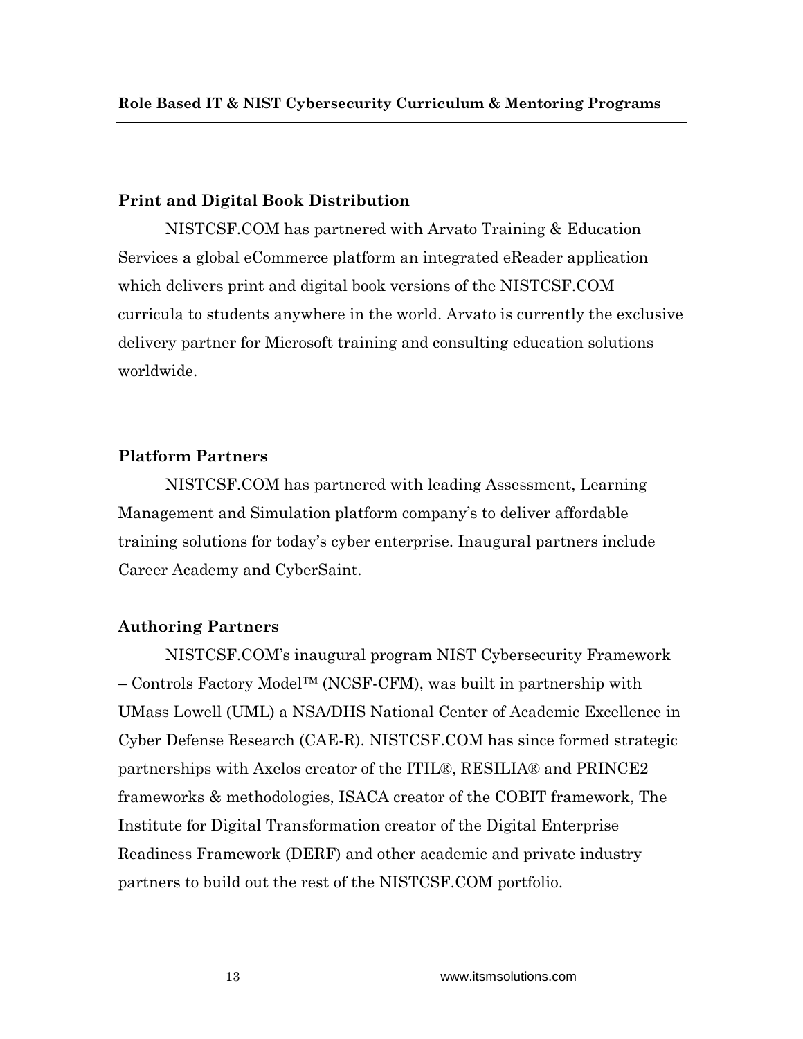## Print and Digital Book Distribution

NISTCSF.COM has partnered with Arvato Training & Education Services a global eCommerce platform an integrated eReader application which delivers print and digital book versions of the NISTCSF.COM curricula to students anywhere in the world. Arvato is currently the exclusive delivery partner for Microsoft training and consulting education solutions worldwide.

## Platform Partners

NISTCSF.COM has partnered with leading Assessment, Learning Management and Simulation platform company's to deliver affordable training solutions for today's cyber enterprise. Inaugural partners include Career Academy and CyberSaint.

## Authoring Partners

NISTCSF.COM's inaugural program NIST Cybersecurity Framework – Controls Factory Model™ (NCSF-CFM), was built in partnership with UMass Lowell (UML) a NSA/DHS National Center of Academic Excellence in Cyber Defense Research (CAE-R). NISTCSF.COM has since formed strategic partnerships with Axelos creator of the ITIL®, RESILIA® and PRINCE2 frameworks & methodologies, ISACA creator of the COBIT framework, The Institute for Digital Transformation creator of the Digital Enterprise Readiness Framework (DERF) and other academic and private industry partners to build out the rest of the NISTCSF.COM portfolio.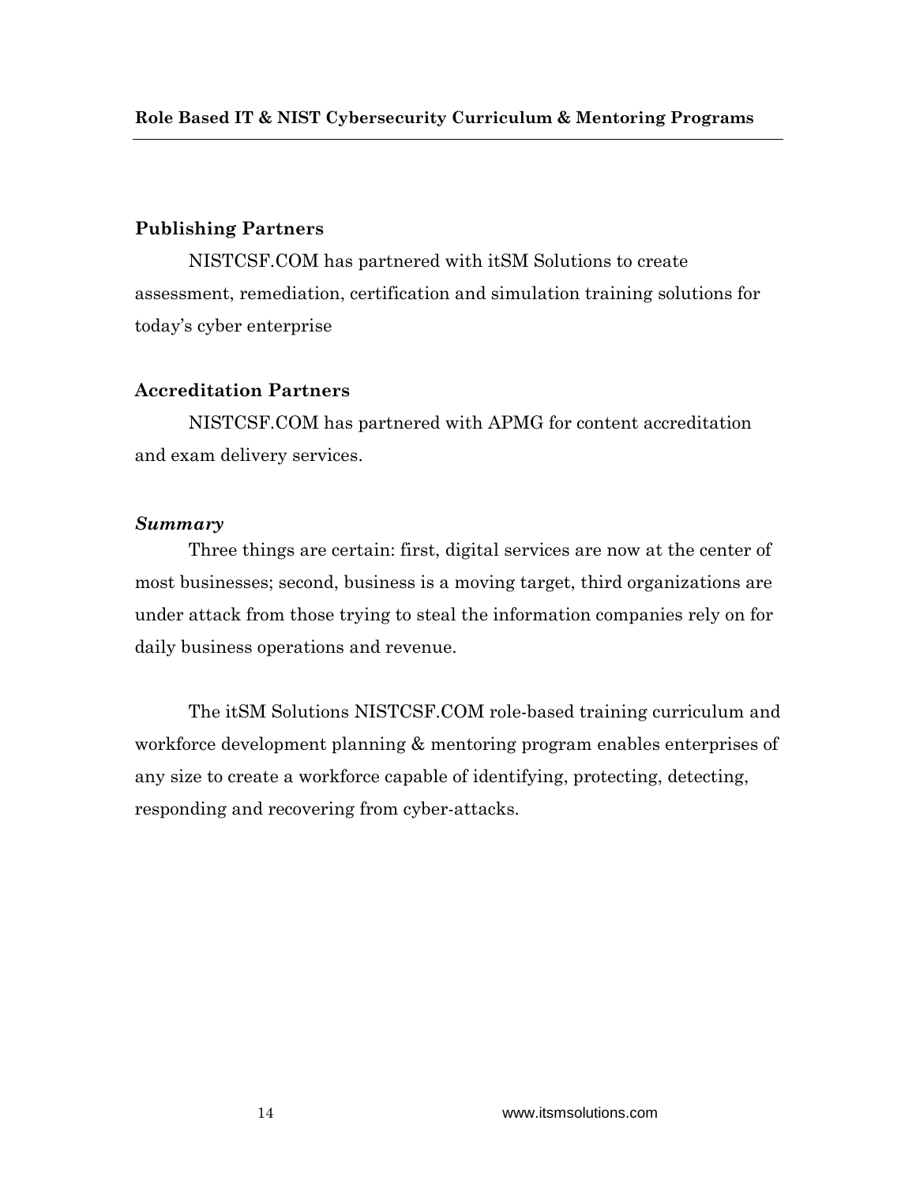## Publishing Partners

NISTCSF.COM has partnered with itSM Solutions to create assessment, remediation, certification and simulation training solutions for today's cyber enterprise

## Accreditation Partners

NISTCSF.COM has partnered with APMG for content accreditation and exam delivery services.

### *Summary*

Three things are certain: first, digital services are now at the center of most businesses; second, business is a moving target, third organizations are under attack from those trying to steal the information companies rely on for daily business operations and revenue.

The itSM Solutions NISTCSF.COM role-based training curriculum and workforce development planning & mentoring program enables enterprises of any size to create a workforce capable of identifying, protecting, detecting, responding and recovering from cyber-attacks.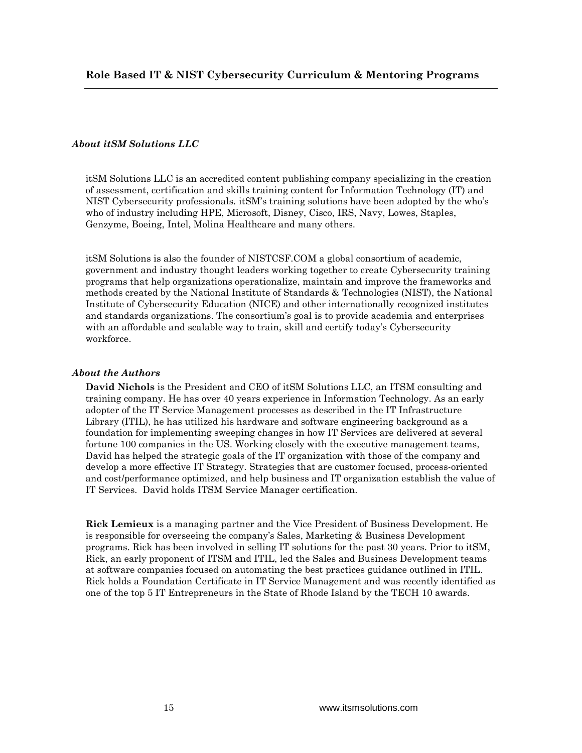*About itSM Solutions LLC*

itSM Solutions LLC is an accredited content publishing company specializing in the creation of assessment, certification and skills training content for Information Technology (IT) and NIST Cybersecurity professionals. itSM's training solutions have been adopted by the who's who of industry including HPE, Microsoft, Disney, Cisco, IRS, Navy, Lowes, Staples, Genzyme, Boeing, Intel, Molina Healthcare and many others.

itSM Solutions is also the founder of NISTCSF.COM a global consortium of academic, government and industry thought leaders working together to create Cybersecurity training programs that help organizations operationalize, maintain and improve the frameworks and methods created by the National Institute of Standards & Technologies (NIST), the National Institute of Cybersecurity Education (NICE) and other internationally recognized institutes and standards organizations. The consortium's goal is to provide academia and enterprises with an affordable and scalable way to train, skill and certify today's Cybersecurity workforce.

*About the Authors*

**David Nichols** is the President and CEO of itSM Solutions LLC, an ITSM consulting and training company. He has over 40 years experience in Information Technology. As an early adopter of the IT Service Management processes as described in the IT Infrastructure Library (ITIL), he has utilized his hardware and software engineering background as a foundation for implementing sweeping changes in how IT Services are delivered at several fortune 100 companies in the US. Working closely with the executive management teams, David has helped the strategic goals of the IT organization with those of the company and develop a more effective IT Strategy. Strategies that are customer focused, process-oriented and cost/performance optimized, and help business and IT organization establish the value of IT Services. David holds ITSM Service Manager certification.

**Rick Lemieux** is a managing partner and the Vice President of Business Development. He is responsible for overseeing the company's Sales, Marketing & Business Development programs. Rick has been involved in selling IT solutions for the past 30 years. Prior to itSM, Rick, an early proponent of ITSM and ITIL, led the Sales and Business Development teams at software companies focused on automating the best practices guidance outlined in ITIL. Rick holds a Foundation Certificate in IT Service Management and was recently identified as one of the top 5 IT Entrepreneurs in the State of Rhode Island by the TECH 10 awards.